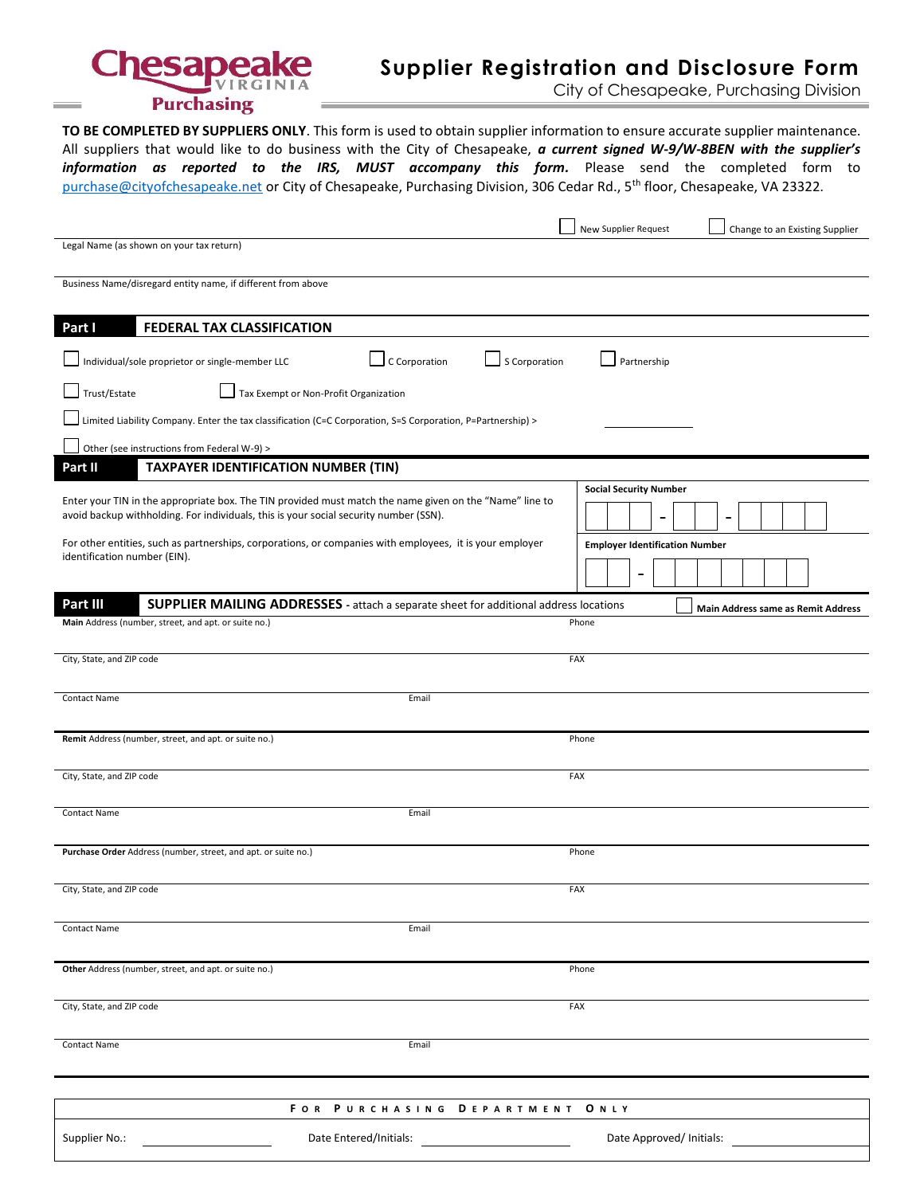Chesapeake VIRGINIA Purchasing

# Supplier Registration and Disclosure Form

City of Chesapeake, Purchasing Division

**TO BE COMPLETED BY SUPPLIERS ONLY**. This form is used to obtain supplier information to ensure accurate supplier maintenance. All suppliers that would like to do business with the City of Chesapeake, ***a current signed W-9/W-8BEN with the supplier's information as reported to the IRS, MUST accompany this form.*** Please send the completed form to purchase@cityofchesapeake.net or City of Chesapeake, Purchasing Division, 306 Cedar Rd., 5th floor, Chesapeake, VA 23322.

☐ New Supplier Request ☐ Change to an Existing Supplier

Legal Name (as shown on your tax return)

Business Name/disregard entity name, if different from above

## Part I FEDERAL TAX CLASSIFICATION

☐ Individual/sole proprietor or single-member LLC ☐ C Corporation ☐ S Corporation ☐ Partnership

☐ Trust/Estate ☐ Tax Exempt or Non-Profit Organization

☐ Limited Liability Company. Enter the tax classification (C=C Corporation, S=S Corporation, P=Partnership) > ________

☐ Other (see instructions from Federal W-9) >

## Part II TAXPAYER IDENTIFICATION NUMBER (TIN)

Enter your TIN in the appropriate box. The TIN provided must match the name given on the "Name" line to avoid backup withholding. For individuals, this is your social security number (SSN).

For other entities, such as partnerships, corporations, or companies with employees, it is your employer identification number (EIN).

**Social Security Number**

☐☐☐ – ☐☐ – ☐☐☐☐

**Employer Identification Number**

☐☐ – ☐☐☐☐☐☐☐

## Part III SUPPLIER MAILING ADDRESSES - attach a separate sheet for additional address locations

☐ **Main Address same as Remit Address**

**Main** Address (number, street, and apt. or suite no.) | Phone

City, State, and ZIP code | FAX

Contact Name | Email

**Remit** Address (number, street, and apt. or suite no.) | Phone

City, State, and ZIP code | FAX

Contact Name | Email

**Purchase Order** Address (number, street, and apt. or suite no.) | Phone

City, State, and ZIP code | FAX

Contact Name | Email

**Other** Address (number, street, and apt. or suite no.) | Phone

City, State, and ZIP code | FAX

Contact Name | Email

| FOR PURCHASING DEPARTMENT ONLY | | |
|---|---|---|
| Supplier No.: ________ | Date Entered/Initials: ________ | Date Approved/ Initials: ________ |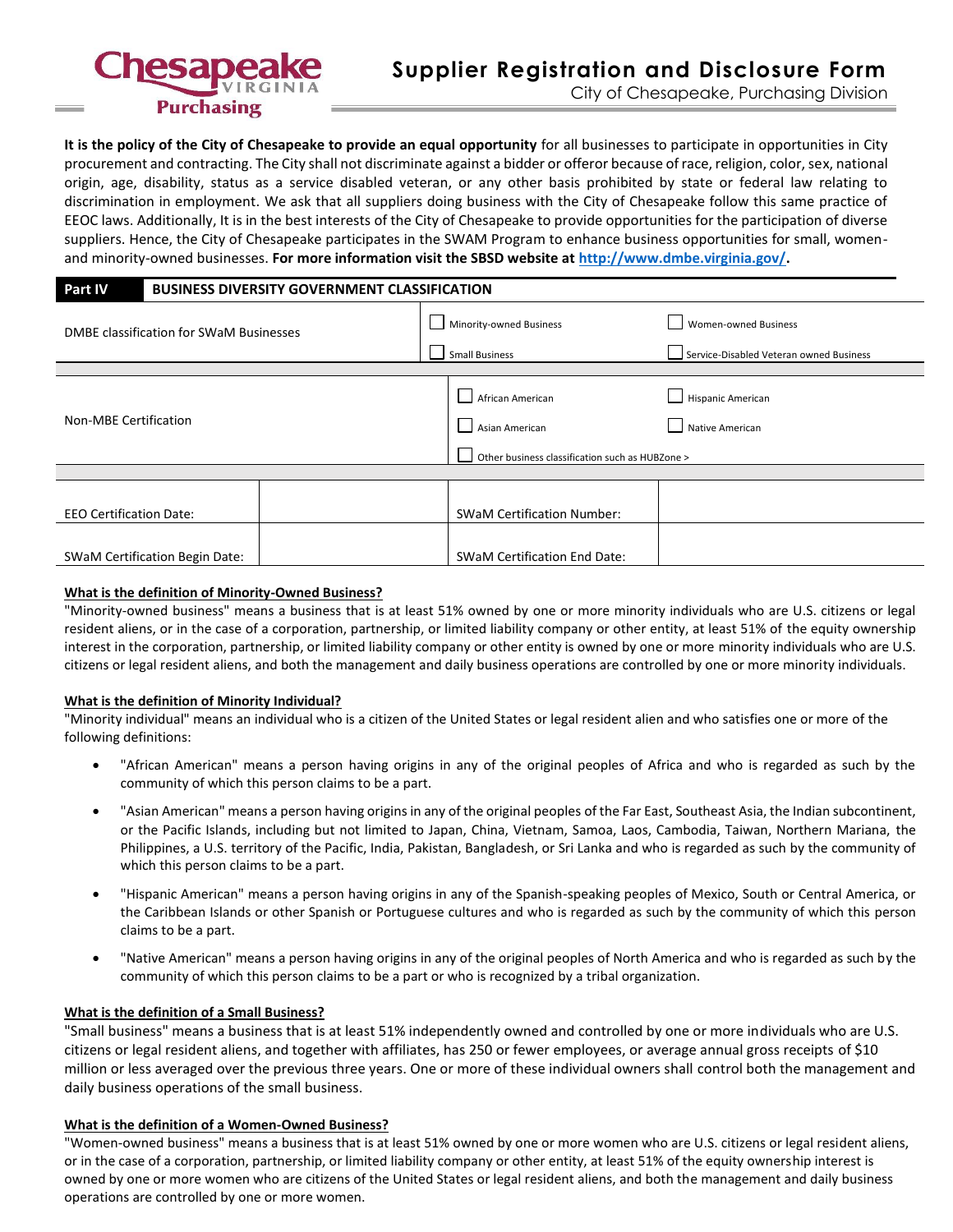# Supplier Registration and Disclosure Form

City of Chesapeake, Purchasing Division

**It is the policy of the City of Chesapeake to provide an equal opportunity** for all businesses to participate in opportunities in City procurement and contracting. The City shall not discriminate against a bidder or offeror because of race, religion, color, sex, national origin, age, disability, status as a service disabled veteran, or any other basis prohibited by state or federal law relating to discrimination in employment. We ask that all suppliers doing business with the City of Chesapeake follow this same practice of EEOC laws. Additionally, It is in the best interests of the City of Chesapeake to provide opportunities for the participation of diverse suppliers. Hence, the City of Chesapeake participates in the SWAM Program to enhance business opportunities for small, women- and minority-owned businesses. **For more information visit the SBSD website at http://www.dmbe.virginia.gov/.**

| Part IV | BUSINESS DIVERSITY GOVERNMENT CLASSIFICATION | | |
|---|---|---|---|
| DMBE classification for SWaM Businesses | | ☐ Minority-owned Business<br>☐ Small Business | ☐ Women-owned Business<br>☐ Service-Disabled Veteran owned Business |
| Non-MBE Certification | | ☐ African American<br>☐ Asian American<br>☐ Other business classification such as HUBZone > | ☐ Hispanic American<br>☐ Native American |
| EEO Certification Date: | | SWaM Certification Number: | |
| SWaM Certification Begin Date: | | SWaM Certification End Date: | |

**What is the definition of Minority-Owned Business?**

"Minority-owned business" means a business that is at least 51% owned by one or more minority individuals who are U.S. citizens or legal resident aliens, or in the case of a corporation, partnership, or limited liability company or other entity, at least 51% of the equity ownership interest in the corporation, partnership, or limited liability company or other entity is owned by one or more minority individuals who are U.S. citizens or legal resident aliens, and both the management and daily business operations are controlled by one or more minority individuals.

**What is the definition of Minority Individual?**

"Minority individual" means an individual who is a citizen of the United States or legal resident alien and who satisfies one or more of the following definitions:

- "African American" means a person having origins in any of the original peoples of Africa and who is regarded as such by the community of which this person claims to be a part.
- "Asian American" means a person having origins in any of the original peoples of the Far East, Southeast Asia, the Indian subcontinent, or the Pacific Islands, including but not limited to Japan, China, Vietnam, Samoa, Laos, Cambodia, Taiwan, Northern Mariana, the Philippines, a U.S. territory of the Pacific, India, Pakistan, Bangladesh, or Sri Lanka and who is regarded as such by the community of which this person claims to be a part.
- "Hispanic American" means a person having origins in any of the Spanish-speaking peoples of Mexico, South or Central America, or the Caribbean Islands or other Spanish or Portuguese cultures and who is regarded as such by the community of which this person claims to be a part.
- "Native American" means a person having origins in any of the original peoples of North America and who is regarded as such by the community of which this person claims to be a part or who is recognized by a tribal organization.

**What is the definition of a Small Business?**

"Small business" means a business that is at least 51% independently owned and controlled by one or more individuals who are U.S. citizens or legal resident aliens, and together with affiliates, has 250 or fewer employees, or average annual gross receipts of $10 million or less averaged over the previous three years. One or more of these individual owners shall control both the management and daily business operations of the small business.

**What is the definition of a Women-Owned Business?**

"Women-owned business" means a business that is at least 51% owned by one or more women who are U.S. citizens or legal resident aliens, or in the case of a corporation, partnership, or limited liability company or other entity, at least 51% of the equity ownership interest is owned by one or more women who are citizens of the United States or legal resident aliens, and both the management and daily business operations are controlled by one or more women.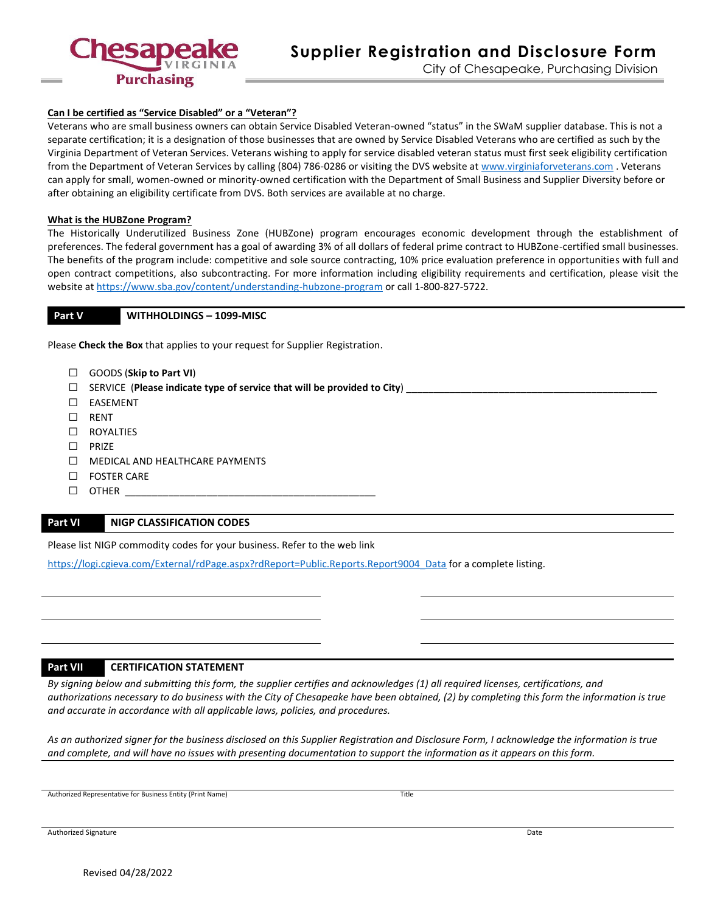**Can I be certified as "Service Disabled" or a "Veteran"?**

Veterans who are small business owners can obtain Service Disabled Veteran-owned "status" in the SWaM supplier database. This is not a separate certification; it is a designation of those businesses that are owned by Service Disabled Veterans who are certified as such by the Virginia Department of Veteran Services. Veterans wishing to apply for service disabled veteran status must first seek eligibility certification from the Department of Veteran Services by calling (804) 786-0286 or visiting the DVS website at www.virginiaforveterans.com . Veterans can apply for small, women-owned or minority-owned certification with the Department of Small Business and Supplier Diversity before or after obtaining an eligibility certificate from DVS. Both services are available at no charge.

**What is the HUBZone Program?**

The Historically Underutilized Business Zone (HUBZone) program encourages economic development through the establishment of preferences. The federal government has a goal of awarding 3% of all dollars of federal prime contract to HUBZone-certified small businesses. The benefits of the program include: competitive and sole source contracting, 10% price evaluation preference in opportunities with full and open contract competitions, also subcontracting. For more information including eligibility requirements and certification, please visit the website at https://www.sba.gov/content/understanding-hubzone-program or call 1-800-827-5722.

## Part V WITHHOLDINGS – 1099-MISC

Please **Check the Box** that applies to your request for Supplier Registration.

- ☐ GOODS (**Skip to Part VI**)
- ☐ SERVICE (**Please indicate type of service that will be provided to City**) ______________________________________________
- ☐ EASEMENT
- ☐ RENT
- ☐ ROYALTIES
- ☐ PRIZE
- ☐ MEDICAL AND HEALTHCARE PAYMENTS
- ☐ FOSTER CARE
- ☐ OTHER ____________________________________________

## Part VI NIGP CLASSIFICATION CODES

Please list NIGP commodity codes for your business. Refer to the web link

https://logi.cgieva.com/External/rdPage.aspx?rdReport=Public.Reports.Report9004_Data for a complete listing.

______________________________ ______________________________

______________________________ ______________________________

______________________________ ______________________________

## Part VII CERTIFICATION STATEMENT

*By signing below and submitting this form, the supplier certifies and acknowledges (1) all required licenses, certifications, and authorizations necessary to do business with the City of Chesapeake have been obtained, (2) by completing this form the information is true and accurate in accordance with all applicable laws, policies, and procedures.*

*As an authorized signer for the business disclosed on this Supplier Registration and Disclosure Form, I acknowledge the information is true and complete, and will have no issues with presenting documentation to support the information as it appears on this form.*

______________________________________________ ______________________________
Authorized Representative for Business Entity (Print Name) Title

______________________________________________ ______________________________
Authorized Signature Date

Revised 04/28/2022